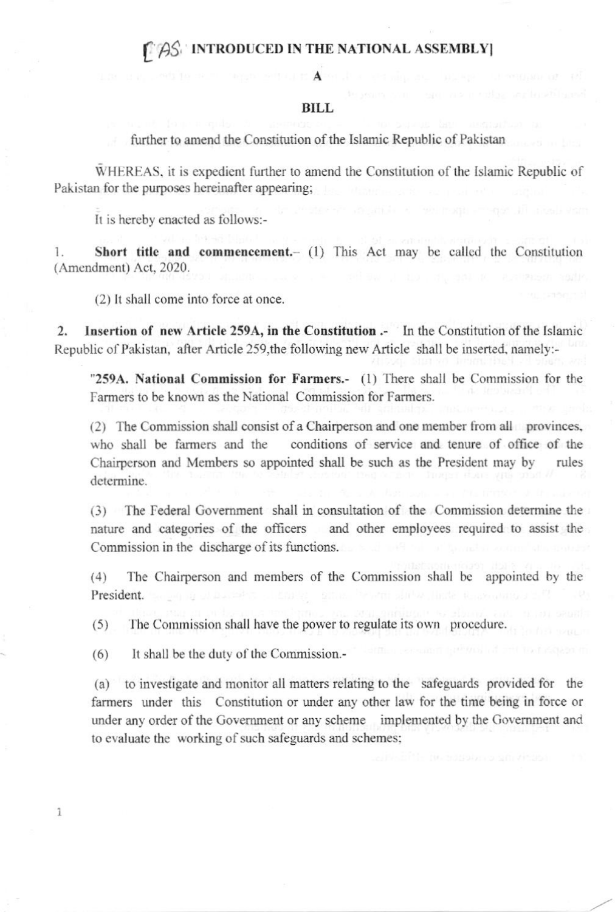**[AS INTRODUCED IN THE NATIONAL ASSEMBLY]**

**A**

**BILL**

further to amend the Constitution of the Islamic Republic of Pakistan

WHEREAS, it is expedient further to amend the Constitution of the Islamic Republic of Pakistan for the purposes hereinafter appearing;

It is hereby enacted as follows:-

1. **Short title and commencement.**- (1) This Act may be called the Constitution (Amendment) Act, 2020.

(2) It shall come into force at once.

2. **Insertion of new Article 259A, in the Constitution .**- In the Constitution of the Islamic Republic of Pakistan, after Article 259,the following new Article shall be inserted, namely:-

"**259A. National Commission for Farmers.**- (1) There shall be Commission for the Farmers to be known as the National Commission for Farmers.

(2) The Commission shall consist of a Chairperson and one member from all provinces, who shall be farmers and the conditions of service and tenure of office of the Chairperson and Members so appointed shall be such as the President may by rules determine.

(3) The Federal Government shall in consultation of the Commission determine the nature and categories of the officers and other employees required to assist the Commission in the discharge of its functions.

(4) The Chairperson and members of the Commission shall be appointed by the President.

(5) The Commission shall have the power to regulate its own procedure.

(6) It shall be the duty of the Commission.-

(a) to investigate and monitor all matters relating to the safeguards provided for the farmers under this Constitution or under any other law for the time being in force or under any order of the Government or any scheme implemented by the Government and to evaluate the working of such safeguards and schemes;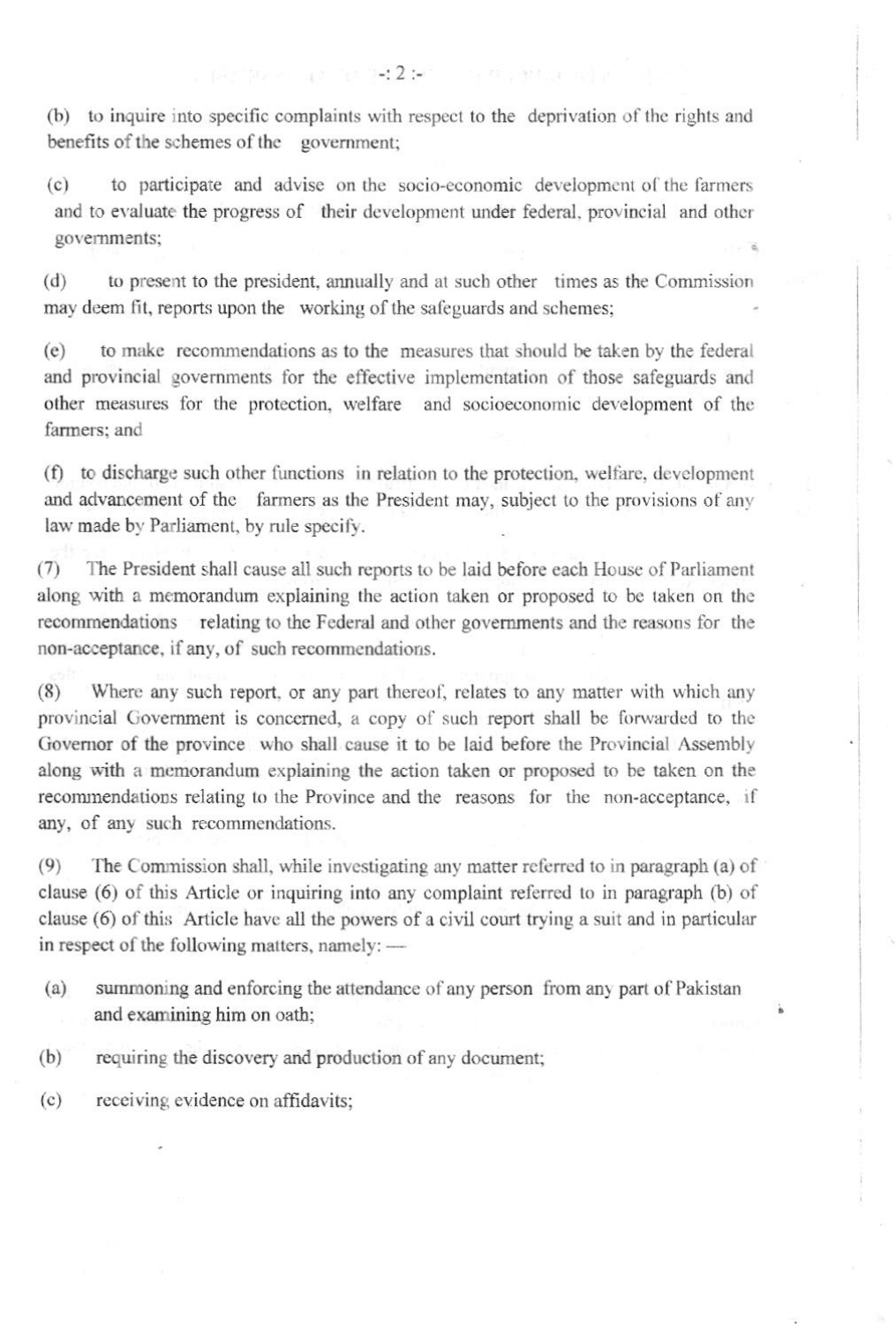(b) to inquire into specific complaints with respect to the deprivation of the rights and benefits of the schemes of the government;

(c) to participate and advise on the socio-economic development of the farmers and to evaluate the progress of their development under federal, provincial and other governments;

(d) to present to the president, annually and at such other times as the Commission may deem fit, reports upon the working of the safeguards and schemes;

(e) to make recommendations as to the measures that should be taken by the federal and provincial governments for the effective implementation of those safeguards and other measures for the protection, welfare and socioeconomic development of the farmers; and

(f) to discharge such other functions in relation to the protection, welfare, development and advancement of the farmers as the President may, subject to the provisions of any law made by Parliament, by rule specify.

(7) The President shall cause all such reports to be laid before each House of Parliament along with a memorandum explaining the action taken or proposed to be taken on the recommendations relating to the Federal and other governments and the reasons for the non-acceptance, if any, of such recommendations.

(8) Where any such report, or any part thereof, relates to any matter with which any provincial Government is concerned, a copy of such report shall be forwarded to the Governor of the province who shall cause it to be laid before the Provincial Assembly along with a memorandum explaining the action taken or proposed to be taken on the recommendations relating to the Province and the reasons for the non-acceptance, if any, of any such recommendations.

(9) The Commission shall, while investigating any matter referred to in paragraph (a) of clause (6) of this Article or inquiring into any complaint referred to in paragraph (b) of clause (6) of this Article have all the powers of a civil court trying a suit and in particular in respect of the following matters, namely: —

(a) summoning and enforcing the attendance of any person from any part of Pakistan and examining him on oath;

(b) requiring the discovery and production of any document;

(c) receiving evidence on affidavits;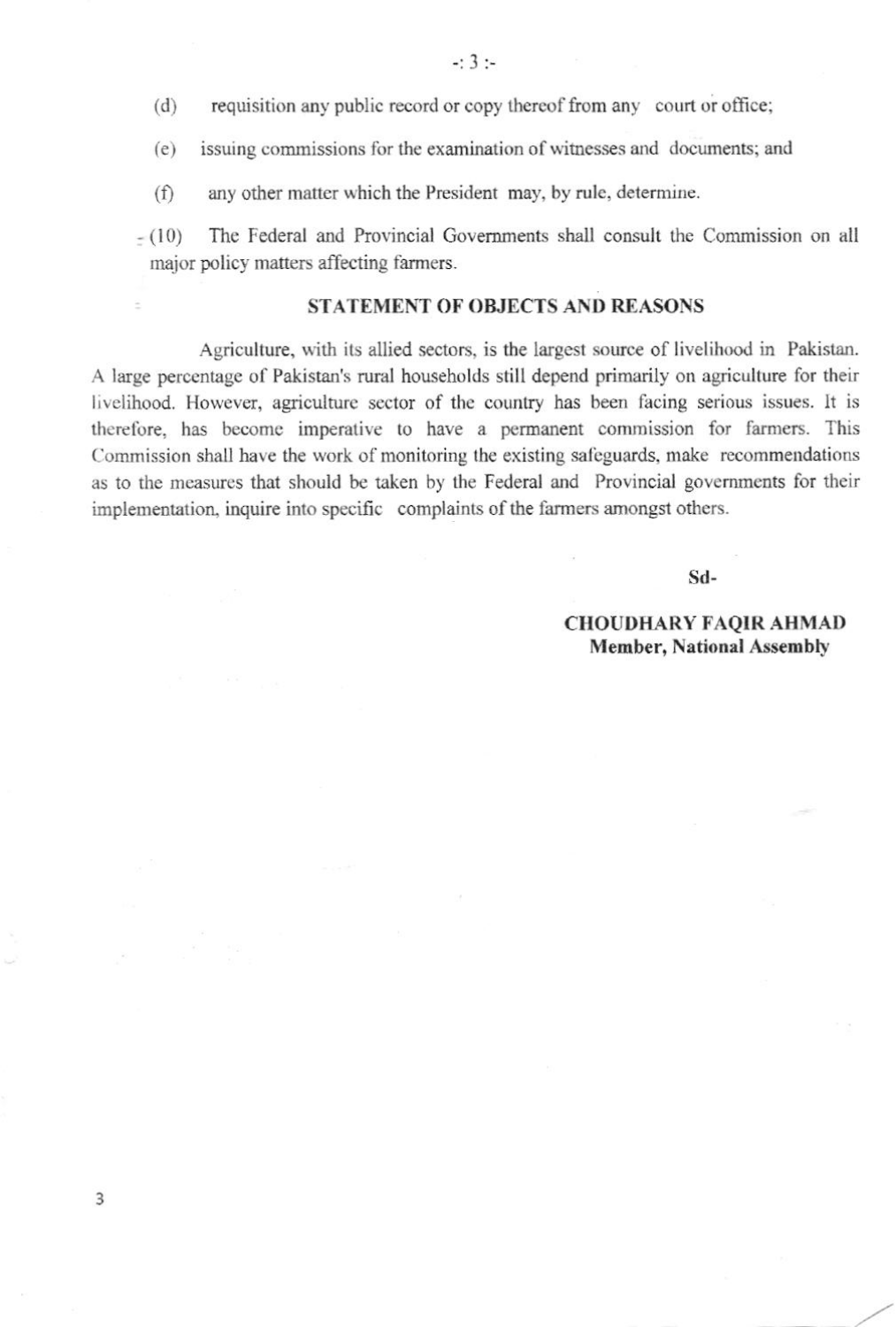(d) requisition any public record or copy thereof from any court or office;

(e) issuing commissions for the examination of witnesses and documents; and

(f) any other matter which the President may, by rule, determine.

(10) The Federal and Provincial Governments shall consult the Commission on all major policy matters affecting farmers.

## STATEMENT OF OBJECTS AND REASONS

Agriculture, with its allied sectors, is the largest source of livelihood in Pakistan. A large percentage of Pakistan's rural households still depend primarily on agriculture for their livelihood. However, agriculture sector of the country has been facing serious issues. It is therefore, has become imperative to have a permanent commission for farmers. This Commission shall have the work of monitoring the existing safeguards, make recommendations as to the measures that should be taken by the Federal and Provincial governments for their implementation, inquire into specific complaints of the farmers amongst others.

Sd-

**CHOUDHARY FAQIR AHMAD**
**Member, National Assembly**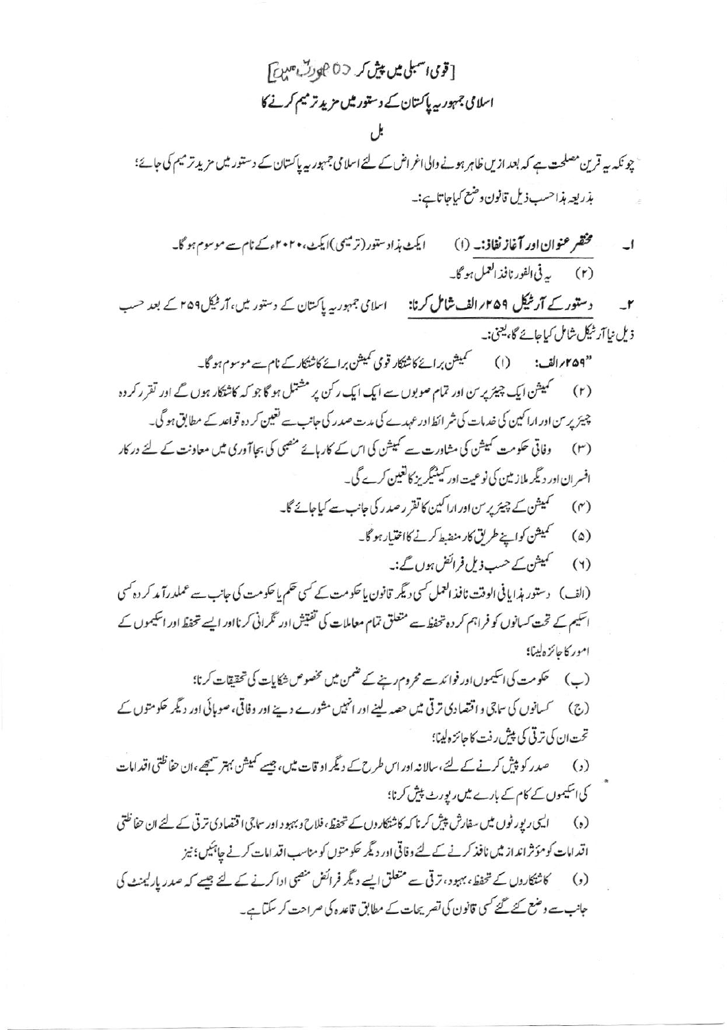[قومی اسمبلی میں پیش کردہ صورت میں]

اسلامی جمہوریہ پاکستان کے دستور میں مزید ترمیم کرنے کا

بل

چونکہ یہ قرین مصلحت ہے کہ بعد ازیں ظاہر ہونے والی اغراض کے لئے اسلامی جمہوریہ پاکستان کے دستور میں مزید ترمیم کی جائے؛

بذریعہ ہذا حسب ذیل قانون وضع کیا جاتا ہے:۔

۱۔ **مختصر عنوان اور آغاز نفاذ:۔** (۱) ایکٹ ہذا دستور (ترمیمی) ایکٹ، ۲۰۲۰ء کے نام سے موسوم ہوگا۔

(۲) یہ فی الفور نافذ العمل ہوگا۔

۲۔ **دستور کے آرٹیکل ۲۵۹/الف شامل کرنا:** اسلامی جمہوریہ پاکستان کے دستور میں، آرٹیکل ۲۵۹ کے بعد حسب ذیل نیا آرٹیکل شامل کیا جائے گا، یعنی:۔

"**۲۵۹/الف:** (۱) کمیشن برائے کاشتکار قومی کمیشن برائے کاشتکار کے نام سے موسوم ہوگا۔

(۲) کمیشن ایک چیئرپرسن اور تمام صوبوں سے ایک ایک رکن پر مشتمل ہوگا جو کہ کاشتکار ہوں گے اور تقرر کردہ چیئرپرسن اور اراکین کی خدمات کی شرائط اور عہدے کی مدت صدر کی جانب سے تعین کردہ قواعد کے مطابق ہوگی۔

(۳) وفاقی حکومت کمیشن کی مشاورت سے کمیشن کی اس کے کارہائے منصبی کی بجاآوری میں معاونت کے لئے درکار افسران اور دیگر ملازمین کی نوعیت اور کیٹیگریز کا تعین کرے گی۔

(۴) کمیشن کے چیئرپرسن اور اراکین کا تقرر صدر کی جانب سے کیا جائے گا۔

(۵) کمیشن کو اپنے طریق کار منضبط کرنے کا اختیار ہوگا۔

(۶) کمیشن کے حسب ذیل فرائض ہوں گے:۔

(الف) دستور ہذا یا فی الوقت نافذ العمل کسی دیگر قانون یا حکومت کے کسی حکم یا حکومت کی جانب سے عملدرآمد کردہ کسی اسکیم کے تحت کسانوں کو فراہم کردہ تحفظ سے متعلق تمام معاملات کی تفتیش اور نگرانی کرنا اور ایسے تحفظ اور اسکیموں کے امور کا جائزہ لینا؛

(ب) حکومت کی اسکیموں اور فوائد سے محروم رہنے کے ضمن میں مخصوص شکایات کی تحقیقات کرنا؛

(ج) کسانوں کی سماجی و اقتصادی ترقی میں حصہ لینے اور انہیں مشورے دینے اور وفاقی، صوبائی اور دیگر حکومتوں کے تحت ان کی ترقی کی پیش رفت کا جائزہ لینا؛

(د) صدر کو پیش کرنے کے لئے، سالانہ اور اس طرح کے دیگر اوقات میں، جیسے کمیشن بہتر سمجھے، ان حفاظتی اقدامات کی اسکیموں کے کام کے بارے میں رپورٹ پیش کرنا؛

(ہ) ایسی رپورٹوں میں سفارش پیش کرنا کہ کاشتکاروں کے تحفظ، فلاح و بہبود اور سماجی اقتصادی ترقی کے لئے ان حفاظتی اقدامات کو مؤثر انداز میں نافذ کرنے کے لئے وفاقی اور دیگر حکومتوں کو مناسب اقدامات کرنے چاہئیں؛ نیز

(و) کاشتکاروں کے تحفظ، بہبود، ترقی سے متعلق ایسے دیگر فرائض منصبی ادا کرنے کے لئے جیسے کہ صدر پارلیمنٹ کی جانب سے وضع کئے گئے کسی قانون کی تصریحات کے مطابق قاعدہ کی صراحت کر سکتا ہے۔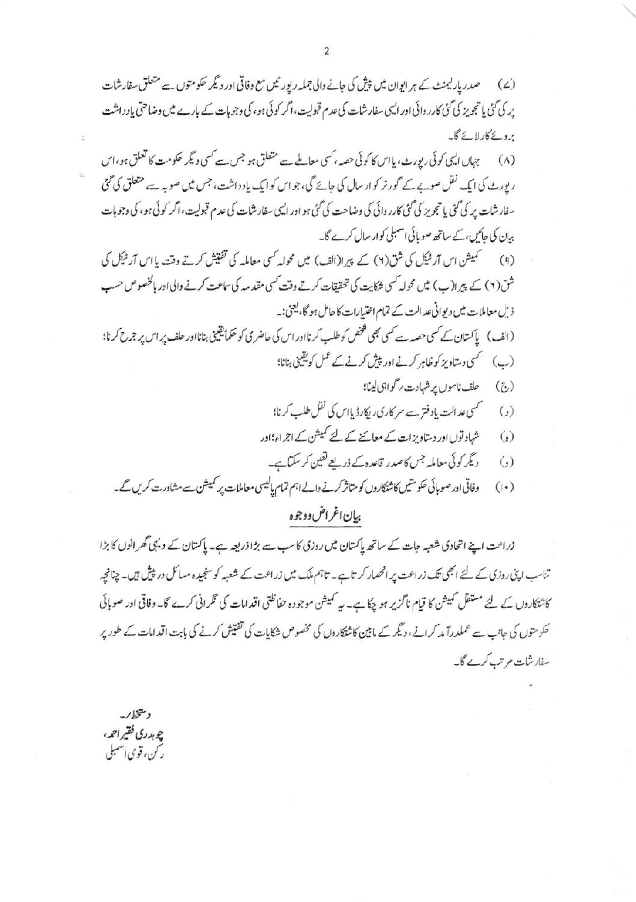(۷) صدر پارلیمنٹ کے ہر ایوان میں پیش کی جانے والی جملہ رپورٹیں مع وفاقی اور دیگر حکومتوں سے متعلق سفارشات پر کی گئی یا تجویز کی گئی کارروائی اور ایسی سفارشات کی عدم قبولیت، اگر کوئی ہو، کی وجوہات کے بارے میں وضاحتی یادداشت بروئے کار لائے گا۔

(۸) جہاں ایسی کوئی رپورٹ، یا اس کا کوئی حصہ، کسی معاملے سے متعلق ہو جس سے کسی دیگر حکومت کا تعلق ہو، اس رپورٹ کی ایک نقل صوبے کے گورنر کو ارسال کی جائے گی، جو اس کو ایک یادداشت، جس میں صوبہ سے متعلق کی گئی سفارشات پر کی گئی یا تجویز کی گئی کارروائی کی وضاحت کی گئی ہو اور ایسی سفارشات کی عدم قبولیت، اگر کوئی ہو، کی وجوہات بیان کی جائیں، کے ساتھ صوبائی اسمبلی کو ارسال کرے گا۔

(۹) کمیشن اس آرٹیکل کی شق (۲) کے پیرا (الف) میں محولہ کسی معاملہ کی تفتیش کرتے وقت یا اس آرٹیکل کی شق (۲) کے پیرا (ب) میں محولہ کسی شکایت کی تحقیقات کرتے وقت کسی مقدمہ کی سماعت کرنے والی اور بالخصوص حسب ذیل معاملات میں دیوانی عدالت کے تمام اختیارات کا حامل ہوگا، یعنی:۔

(الف) پاکستان کے کسی حصہ سے کسی بھی شخص کو طلب کرنا اور اس کی حاضری کو حکماً یقینی بنانا اور حلف پر اس پر جرح کرنا؛

(ب) کسی دستاویز کو ظاہر کرنے اور پیش کرنے کے عمل کو یقینی بنانا؛

(ج) حلف ناموں پر شہادت رگواہی لینا؛

(د) کسی عدالت یا دفتر سے سرکاری ریکارڈ یا اس کی نقل طلب کرنا؛

(ہ) شہادتوں اور دستاویزات کے معائنے کے لئے کمیشن کے اجراء؛ اور

(و) دیگر کوئی معاملہ جس کا صدر قاعدہ کے ذریعے تعین کر سکتا ہے۔

(۱۰) وفاقی اور صوبائی حکومتیں کاشتکاروں کو متاثر کرنے والے اہم تمام پالیسی معاملات پر کمیشن سے مشاورت کریں گے۔

## بیان اغراض ووجوہ

زراعت اپنے اتحادی شعبہ جات کے ساتھ پاکستان میں روزی کا سب سے بڑا ذریعہ ہے۔ پاکستان کے دیہی گھرانوں کا بڑا تناسب اپنی روزی کے لئے ابھی تک زراعت پر انحصار کرتا ہے۔ تاہم ملک میں زراعت کے شعبہ کو سنجیدہ مسائل درپیش ہیں۔ چنانچہ کاشتکاروں کے لئے مستقل کمیشن کا قیام ناگزیر ہو چکا ہے۔ یہ کمیشن موجودہ حفاظتی اقدامات کی نگرانی کرے گا۔ وفاقی اور صوبائی حکومتوں کی جانب سے عملدرآمد کرانے، دیگر کے مابین کاشتکاروں کی مخصوص شکایات کی تفتیش کرنے کی بابت اقدامات کے طور پر سفارشات مرتب کرے گا۔

دستخط/۔
چوہدری فقیر احمد،
رکن، قومی اسمبلی